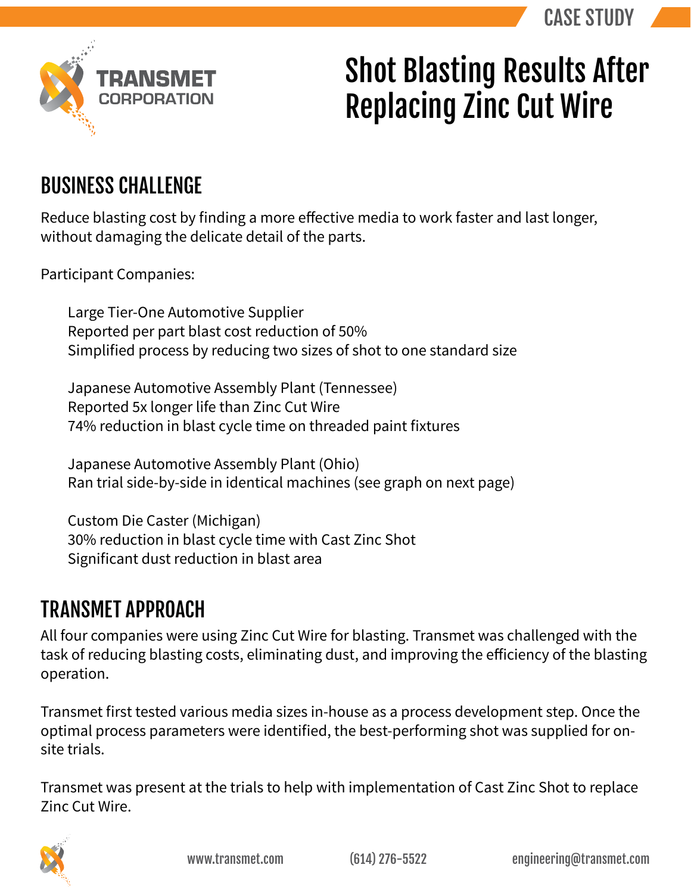CASE STUDY

TRANSMET CORPORATION

# Shot Blasting Results After Replacing Zinc Cut Wire

## BUSINESS CHALLENGE

Reduce blasting cost by finding a more effective media to work faster and last longer, without damaging the delicate detail of the parts.

Participant Companies:

Large Tier-One Automotive Supplier
Reported per part blast cost reduction of 50%
Simplified process by reducing two sizes of shot to one standard size

Japanese Automotive Assembly Plant (Tennessee)
Reported 5x longer life than Zinc Cut Wire
74% reduction in blast cycle time on threaded paint fixtures

Japanese Automotive Assembly Plant (Ohio)
Ran trial side-by-side in identical machines (see graph on next page)

Custom Die Caster (Michigan)
30% reduction in blast cycle time with Cast Zinc Shot
Significant dust reduction in blast area

## TRANSMET APPROACH

All four companies were using Zinc Cut Wire for blasting. Transmet was challenged with the task of reducing blasting costs, eliminating dust, and improving the efficiency of the blasting operation.

Transmet first tested various media sizes in-house as a process development step. Once the optimal process parameters were identified, the best-performing shot was supplied for on-site trials.

Transmet was present at the trials to help with implementation of Cast Zinc Shot to replace Zinc Cut Wire.

www.transmet.com (614) 276-5522 engineering@transmet.com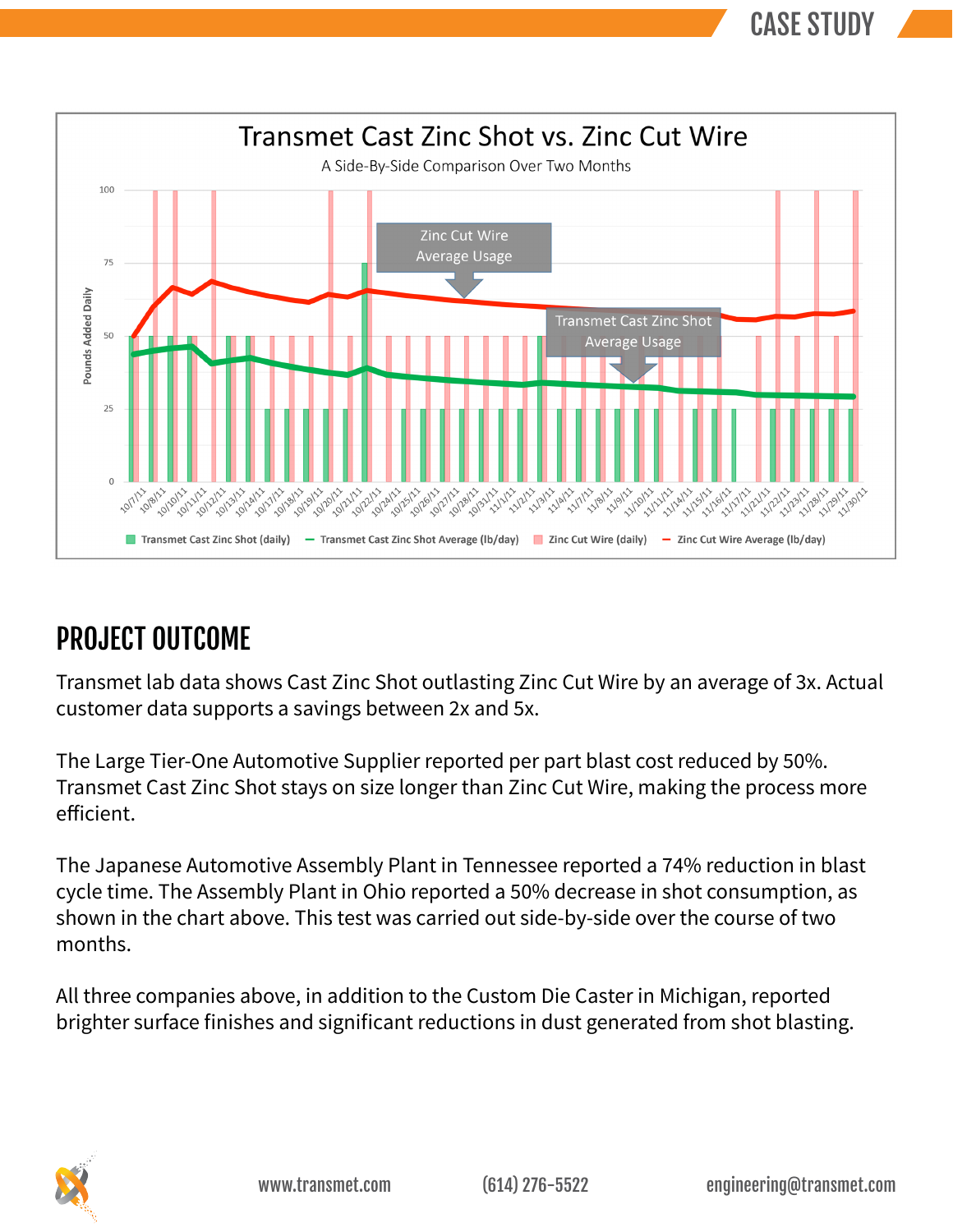Transmet Cast Zinc Shot vs. Zinc Cut Wire

A Side-By-Side Comparison Over Two Months

Pounds Added Daily

100

75

50

25

0

Zinc Cut Wire Average Usage

Transmet Cast Zinc Shot Average Usage

10/7/11 10/8/11 10/10/11 10/11/11 10/12/11 10/13/11 10/14/11 10/17/11 10/18/11 10/19/11 10/20/11 10/21/11 10/22/11 10/24/11 10/25/11 10/26/11 10/27/11 10/28/11 10/31/11 11/1/11 11/2/11 11/3/11 11/4/11 11/7/11 11/8/11 11/9/11 11/10/11 11/11/11 11/14/11 11/15/11 11/16/11 11/17/11 11/21/11 11/22/11 11/23/11 11/28/11 11/29/11 11/30/11

Transmet Cast Zinc Shot (daily) — Transmet Cast Zinc Shot Average (lb/day) Zinc Cut Wire (daily) — Zinc Cut Wire Average (lb/day)

## PROJECT OUTCOME

Transmet lab data shows Cast Zinc Shot outlasting Zinc Cut Wire by an average of 3x. Actual customer data supports a savings between 2x and 5x.

The Large Tier-One Automotive Supplier reported per part blast cost reduced by 50%. Transmet Cast Zinc Shot stays on size longer than Zinc Cut Wire, making the process more efficient.

The Japanese Automotive Assembly Plant in Tennessee reported a 74% reduction in blast cycle time. The Assembly Plant in Ohio reported a 50% decrease in shot consumption, as shown in the chart above. This test was carried out side-by-side over the course of two months.

All three companies above, in addition to the Custom Die Caster in Michigan, reported brighter surface finishes and significant reductions in dust generated from shot blasting.

www.transmet.com (614) 276-5522 engineering@transmet.com